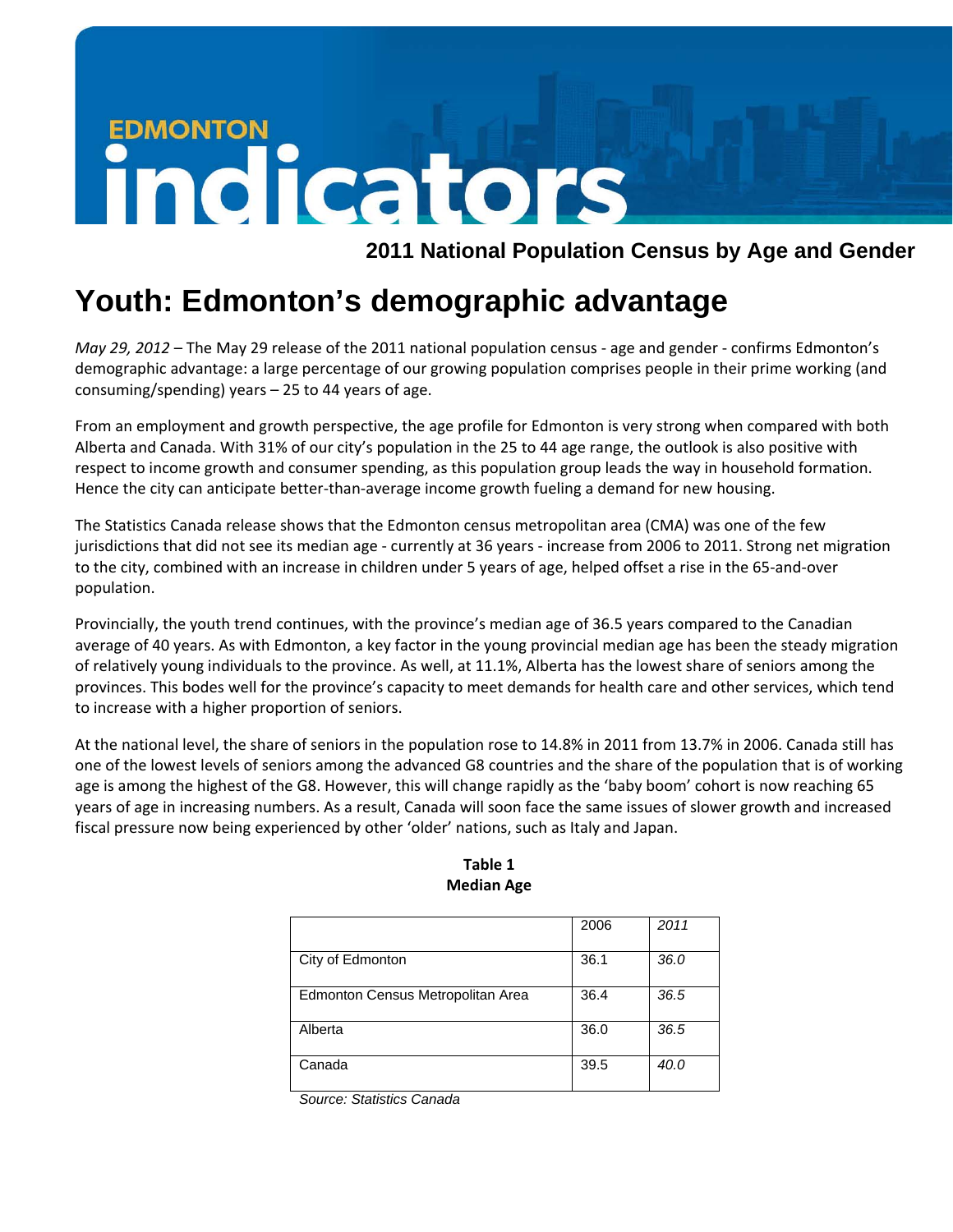EDMONTON

# indicators

## 2011 National Population Census by Age and Gender

# Youth: Edmonton's demographic advantage

*May 29, 2012* – The May 29 release of the 2011 national population census - age and gender - confirms Edmonton's demographic advantage: a large percentage of our growing population comprises people in their prime working (and consuming/spending) years – 25 to 44 years of age.

From an employment and growth perspective, the age profile for Edmonton is very strong when compared with both Alberta and Canada. With 31% of our city's population in the 25 to 44 age range, the outlook is also positive with respect to income growth and consumer spending, as this population group leads the way in household formation. Hence the city can anticipate better-than-average income growth fueling a demand for new housing.

The Statistics Canada release shows that the Edmonton census metropolitan area (CMA) was one of the few jurisdictions that did not see its median age - currently at 36 years - increase from 2006 to 2011. Strong net migration to the city, combined with an increase in children under 5 years of age, helped offset a rise in the 65-and-over population.

Provincially, the youth trend continues, with the province's median age of 36.5 years compared to the Canadian average of 40 years. As with Edmonton, a key factor in the young provincial median age has been the steady migration of relatively young individuals to the province. As well, at 11.1%, Alberta has the lowest share of seniors among the provinces. This bodes well for the province's capacity to meet demands for health care and other services, which tend to increase with a higher proportion of seniors.

At the national level, the share of seniors in the population rose to 14.8% in 2011 from 13.7% in 2006. Canada still has one of the lowest levels of seniors among the advanced G8 countries and the share of the population that is of working age is among the highest of the G8. However, this will change rapidly as the 'baby boom' cohort is now reaching 65 years of age in increasing numbers. As a result, Canada will soon face the same issues of slower growth and increased fiscal pressure now being experienced by other 'older' nations, such as Italy and Japan.

**Table 1**
**Median Age**

| | 2006 | *2011* |
|---|---|---|
| City of Edmonton | 36.1 | *36.0* |
| Edmonton Census Metropolitan Area | 36.4 | *36.5* |
| Alberta | 36.0 | *36.5* |
| Canada | 39.5 | *40.0* |

*Source: Statistics Canada*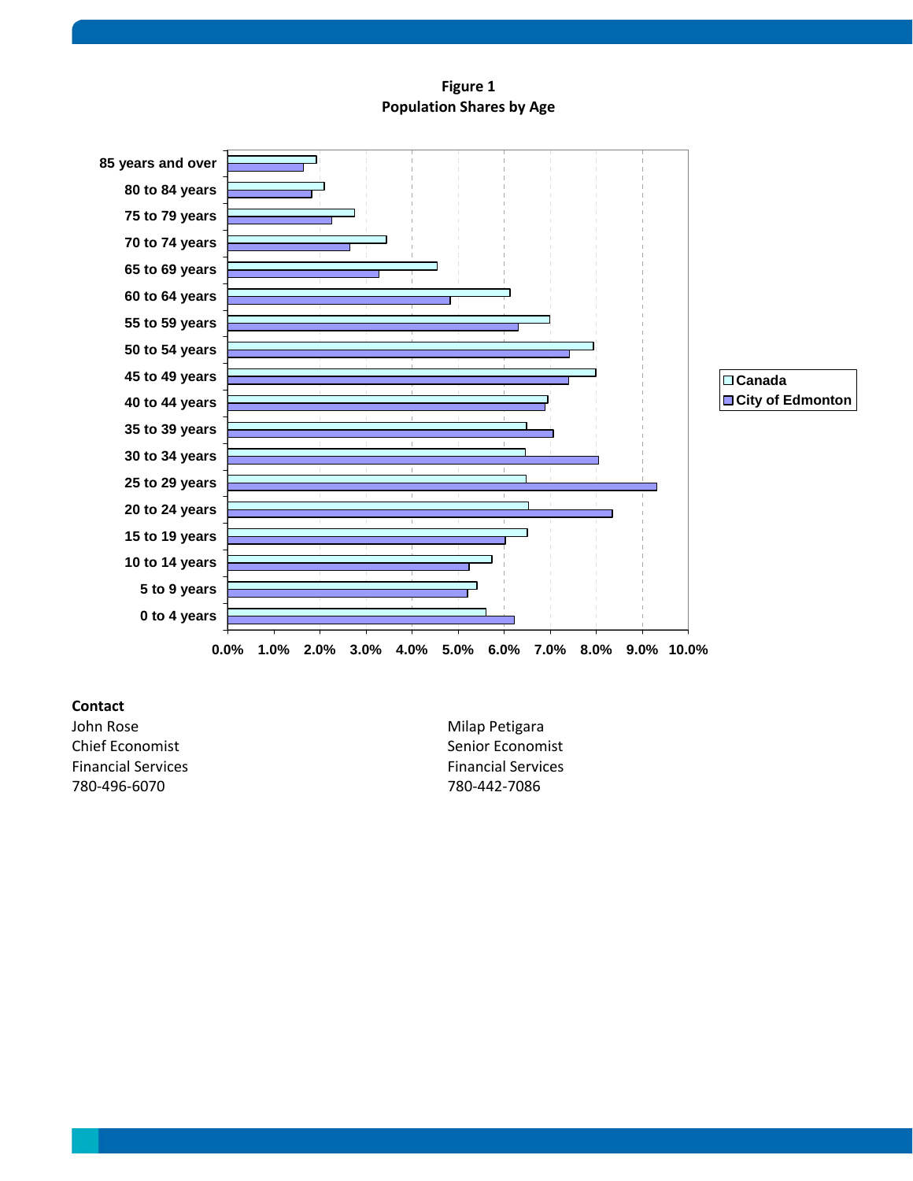**Figure 1**
**Population Shares by Age**

85 years and over
80 to 84 years
75 to 79 years
70 to 74 years
65 to 69 years
60 to 64 years
55 to 59 years
50 to 54 years
45 to 49 years
40 to 44 years
35 to 39 years
30 to 34 years
25 to 29 years
20 to 24 years
15 to 19 years
10 to 14 years
5 to 9 years
0 to 4 years

0.0% 1.0% 2.0% 3.0% 4.0% 5.0% 6.0% 7.0% 8.0% 9.0% 10.0%

Canada
City of Edmonton

**Contact**

John Rose
Chief Economist
Financial Services
780-496-6070

Milap Petigara
Senior Economist
Financial Services
780-442-7086